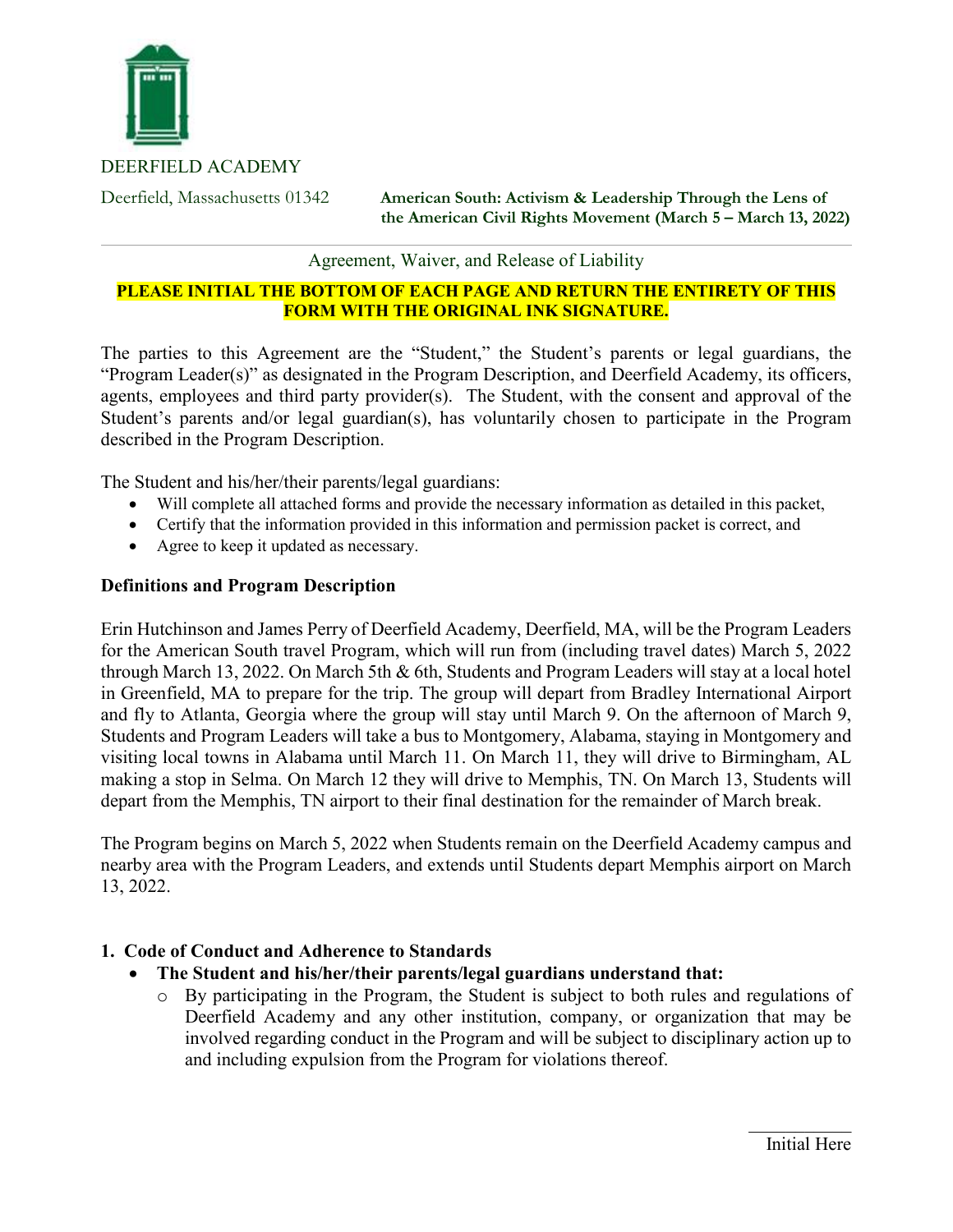DEERFIELD ACADEMY

Deerfield, Massachusetts 01342

**American South: Activism & Leadership Through the Lens of the American Civil Rights Movement (March 5 – March 13, 2022)**

Agreement, Waiver, and Release of Liability

**PLEASE INITIAL THE BOTTOM OF EACH PAGE AND RETURN THE ENTIRETY OF THIS FORM WITH THE ORIGINAL INK SIGNATURE.**

The parties to this Agreement are the "Student," the Student's parents or legal guardians, the "Program Leader(s)" as designated in the Program Description, and Deerfield Academy, its officers, agents, employees and third party provider(s). The Student, with the consent and approval of the Student's parents and/or legal guardian(s), has voluntarily chosen to participate in the Program described in the Program Description.

The Student and his/her/their parents/legal guardians:

- Will complete all attached forms and provide the necessary information as detailed in this packet,
- Certify that the information provided in this information and permission packet is correct, and
- Agree to keep it updated as necessary.

**Definitions and Program Description**

Erin Hutchinson and James Perry of Deerfield Academy, Deerfield, MA, will be the Program Leaders for the American South travel Program, which will run from (including travel dates) March 5, 2022 through March 13, 2022. On March 5th & 6th, Students and Program Leaders will stay at a local hotel in Greenfield, MA to prepare for the trip. The group will depart from Bradley International Airport and fly to Atlanta, Georgia where the group will stay until March 9. On the afternoon of March 9, Students and Program Leaders will take a bus to Montgomery, Alabama, staying in Montgomery and visiting local towns in Alabama until March 11. On March 11, they will drive to Birmingham, AL making a stop in Selma. On March 12 they will drive to Memphis, TN. On March 13, Students will depart from the Memphis, TN airport to their final destination for the remainder of March break.

The Program begins on March 5, 2022 when Students remain on the Deerfield Academy campus and nearby area with the Program Leaders, and extends until Students depart Memphis airport on March 13, 2022.

**1. Code of Conduct and Adherence to Standards**

- **The Student and his/her/their parents/legal guardians understand that:**
  - By participating in the Program, the Student is subject to both rules and regulations of Deerfield Academy and any other institution, company, or organization that may be involved regarding conduct in the Program and will be subject to disciplinary action up to and including expulsion from the Program for violations thereof.

___________ Initial Here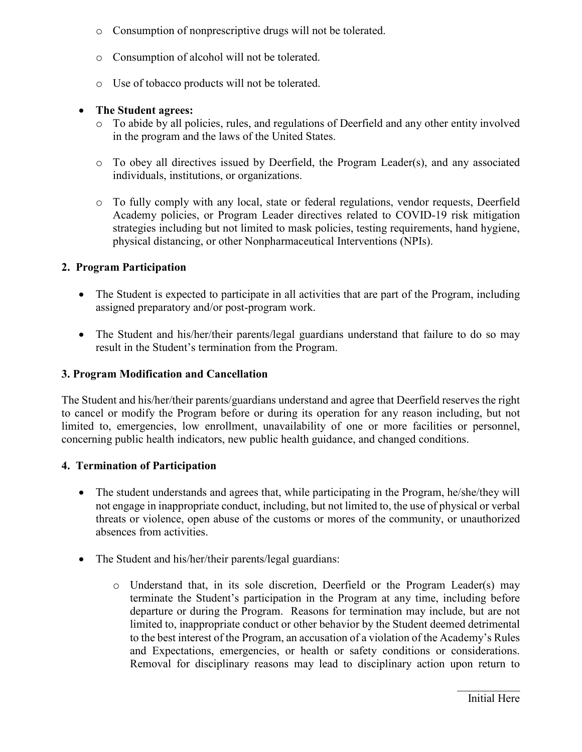- Consumption of nonprescriptive drugs will not be tolerated.
- Consumption of alcohol will not be tolerated.
- Use of tobacco products will not be tolerated.

- **The Student agrees:**
  - To abide by all policies, rules, and regulations of Deerfield and any other entity involved in the program and the laws of the United States.
  - To obey all directives issued by Deerfield, the Program Leader(s), and any associated individuals, institutions, or organizations.
  - To fully comply with any local, state or federal regulations, vendor requests, Deerfield Academy policies, or Program Leader directives related to COVID-19 risk mitigation strategies including but not limited to mask policies, testing requirements, hand hygiene, physical distancing, or other Nonpharmaceutical Interventions (NPIs).

**2. Program Participation**

- The Student is expected to participate in all activities that are part of the Program, including assigned preparatory and/or post-program work.
- The Student and his/her/their parents/legal guardians understand that failure to do so may result in the Student's termination from the Program.

**3. Program Modification and Cancellation**

The Student and his/her/their parents/guardians understand and agree that Deerfield reserves the right to cancel or modify the Program before or during its operation for any reason including, but not limited to, emergencies, low enrollment, unavailability of one or more facilities or personnel, concerning public health indicators, new public health guidance, and changed conditions.

**4. Termination of Participation**

- The student understands and agrees that, while participating in the Program, he/she/they will not engage in inappropriate conduct, including, but not limited to, the use of physical or verbal threats or violence, open abuse of the customs or mores of the community, or unauthorized absences from activities.
- The Student and his/her/their parents/legal guardians:
  - Understand that, in its sole discretion, Deerfield or the Program Leader(s) may terminate the Student's participation in the Program at any time, including before departure or during the Program. Reasons for termination may include, but are not limited to, inappropriate conduct or other behavior by the Student deemed detrimental to the best interest of the Program, an accusation of a violation of the Academy's Rules and Expectations, emergencies, or health or safety conditions or considerations. Removal for disciplinary reasons may lead to disciplinary action upon return to

\_\_\_\_\_\_\_\_\_\_\_\_ Initial Here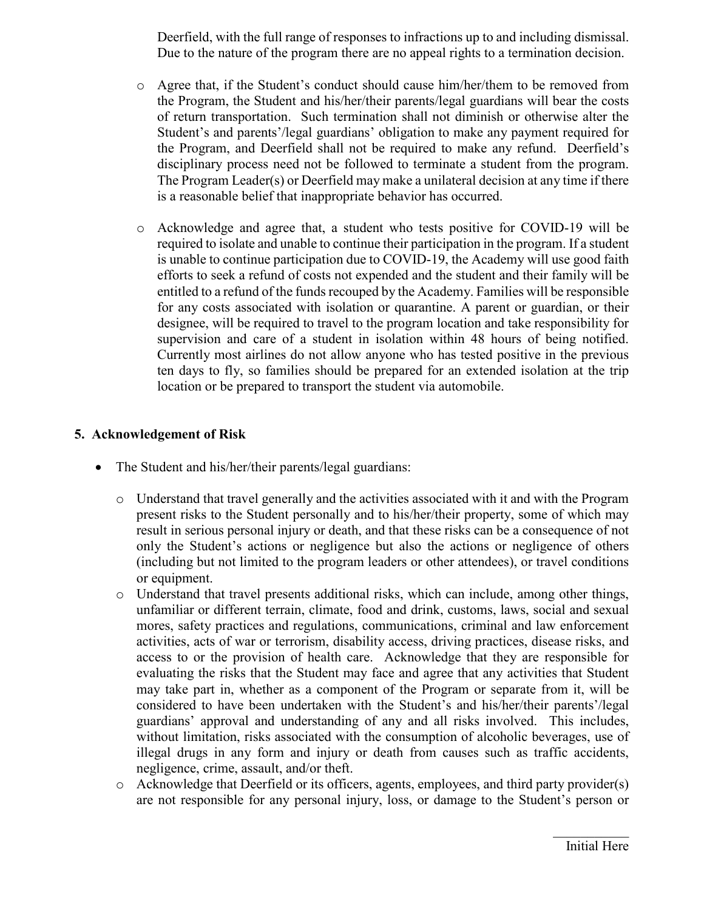Deerfield, with the full range of responses to infractions up to and including dismissal. Due to the nature of the program there are no appeal rights to a termination decision.

- Agree that, if the Student's conduct should cause him/her/them to be removed from the Program, the Student and his/her/their parents/legal guardians will bear the costs of return transportation. Such termination shall not diminish or otherwise alter the Student's and parents'/legal guardians' obligation to make any payment required for the Program, and Deerfield shall not be required to make any refund. Deerfield's disciplinary process need not be followed to terminate a student from the program. The Program Leader(s) or Deerfield may make a unilateral decision at any time if there is a reasonable belief that inappropriate behavior has occurred.

- Acknowledge and agree that, a student who tests positive for COVID-19 will be required to isolate and unable to continue their participation in the program. If a student is unable to continue participation due to COVID-19, the Academy will use good faith efforts to seek a refund of costs not expended and the student and their family will be entitled to a refund of the funds recouped by the Academy. Families will be responsible for any costs associated with isolation or quarantine. A parent or guardian, or their designee, will be required to travel to the program location and take responsibility for supervision and care of a student in isolation within 48 hours of being notified. Currently most airlines do not allow anyone who has tested positive in the previous ten days to fly, so families should be prepared for an extended isolation at the trip location or be prepared to transport the student via automobile.

## 5. Acknowledgement of Risk

- The Student and his/her/their parents/legal guardians:
  - Understand that travel generally and the activities associated with it and with the Program present risks to the Student personally and to his/her/their property, some of which may result in serious personal injury or death, and that these risks can be a consequence of not only the Student's actions or negligence but also the actions or negligence of others (including but not limited to the program leaders or other attendees), or travel conditions or equipment.
  - Understand that travel presents additional risks, which can include, among other things, unfamiliar or different terrain, climate, food and drink, customs, laws, social and sexual mores, safety practices and regulations, communications, criminal and law enforcement activities, acts of war or terrorism, disability access, driving practices, disease risks, and access to or the provision of health care. Acknowledge that they are responsible for evaluating the risks that the Student may face and agree that any activities that Student may take part in, whether as a component of the Program or separate from it, will be considered to have been undertaken with the Student's and his/her/their parents'/legal guardians' approval and understanding of any and all risks involved. This includes, without limitation, risks associated with the consumption of alcoholic beverages, use of illegal drugs in any form and injury or death from causes such as traffic accidents, negligence, crime, assault, and/or theft.
  - Acknowledge that Deerfield or its officers, agents, employees, and third party provider(s) are not responsible for any personal injury, loss, or damage to the Student's person or

\_\_\_\_\_\_\_\_\_\_\_\_

Initial Here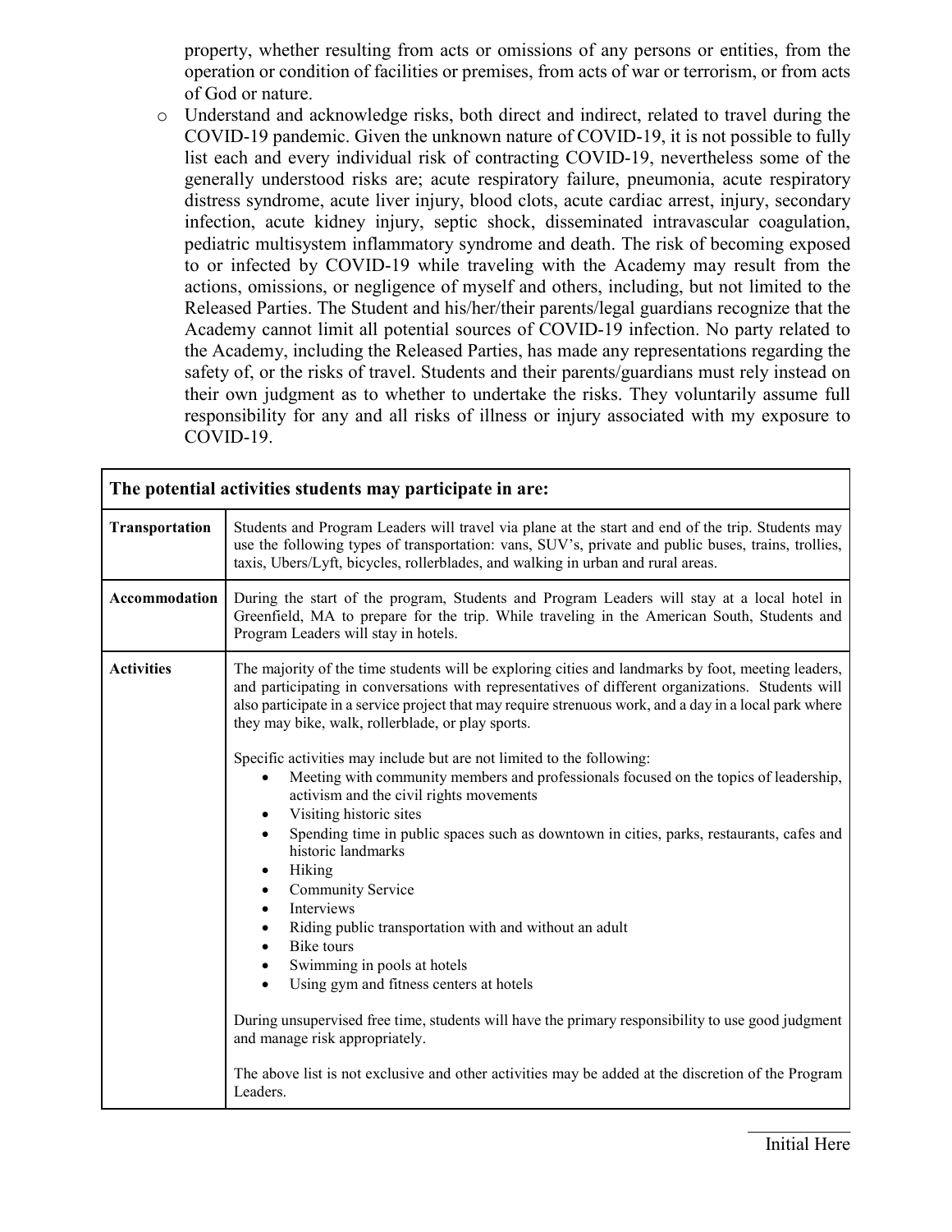property, whether resulting from acts or omissions of any persons or entities, from the operation or condition of facilities or premises, from acts of war or terrorism, or from acts of God or nature.

- Understand and acknowledge risks, both direct and indirect, related to travel during the COVID-19 pandemic. Given the unknown nature of COVID-19, it is not possible to fully list each and every individual risk of contracting COVID-19, nevertheless some of the generally understood risks are; acute respiratory failure, pneumonia, acute respiratory distress syndrome, acute liver injury, blood clots, acute cardiac arrest, injury, secondary infection, acute kidney injury, septic shock, disseminated intravascular coagulation, pediatric multisystem inflammatory syndrome and death. The risk of becoming exposed to or infected by COVID-19 while traveling with the Academy may result from the actions, omissions, or negligence of myself and others, including, but not limited to the Released Parties. The Student and his/her/their parents/legal guardians recognize that the Academy cannot limit all potential sources of COVID-19 infection. No party related to the Academy, including the Released Parties, has made any representations regarding the safety of, or the risks of travel. Students and their parents/guardians must rely instead on their own judgment as to whether to undertake the risks. They voluntarily assume full responsibility for any and all risks of illness or injury associated with my exposure to COVID-19.

| The potential activities students may participate in are: | |
|---|---|
| **Transportation** | Students and Program Leaders will travel via plane at the start and end of the trip. Students may use the following types of transportation: vans, SUV's, private and public buses, trains, trollies, taxis, Ubers/Lyft, bicycles, rollerblades, and walking in urban and rural areas. |
| **Accommodation** | During the start of the program, Students and Program Leaders will stay at a local hotel in Greenfield, MA to prepare for the trip. While traveling in the American South, Students and Program Leaders will stay in hotels. |
| **Activities** | The majority of the time students will be exploring cities and landmarks by foot, meeting leaders, and participating in conversations with representatives of different organizations. Students will also participate in a service project that may require strenuous work, and a day in a local park where they may bike, walk, rollerblade, or play sports.<br><br>Specific activities may include but are not limited to the following:<br>• Meeting with community members and professionals focused on the topics of leadership, activism and the civil rights movements<br>• Visiting historic sites<br>• Spending time in public spaces such as downtown in cities, parks, restaurants, cafes and historic landmarks<br>• Hiking<br>• Community Service<br>• Interviews<br>• Riding public transportation with and without an adult<br>• Bike tours<br>• Swimming in pools at hotels<br>• Using gym and fitness centers at hotels<br><br>During unsupervised free time, students will have the primary responsibility to use good judgment and manage risk appropriately.<br><br>The above list is not exclusive and other activities may be added at the discretion of the Program Leaders. |

\_\_\_\_\_\_\_\_\_\_\_\_
Initial Here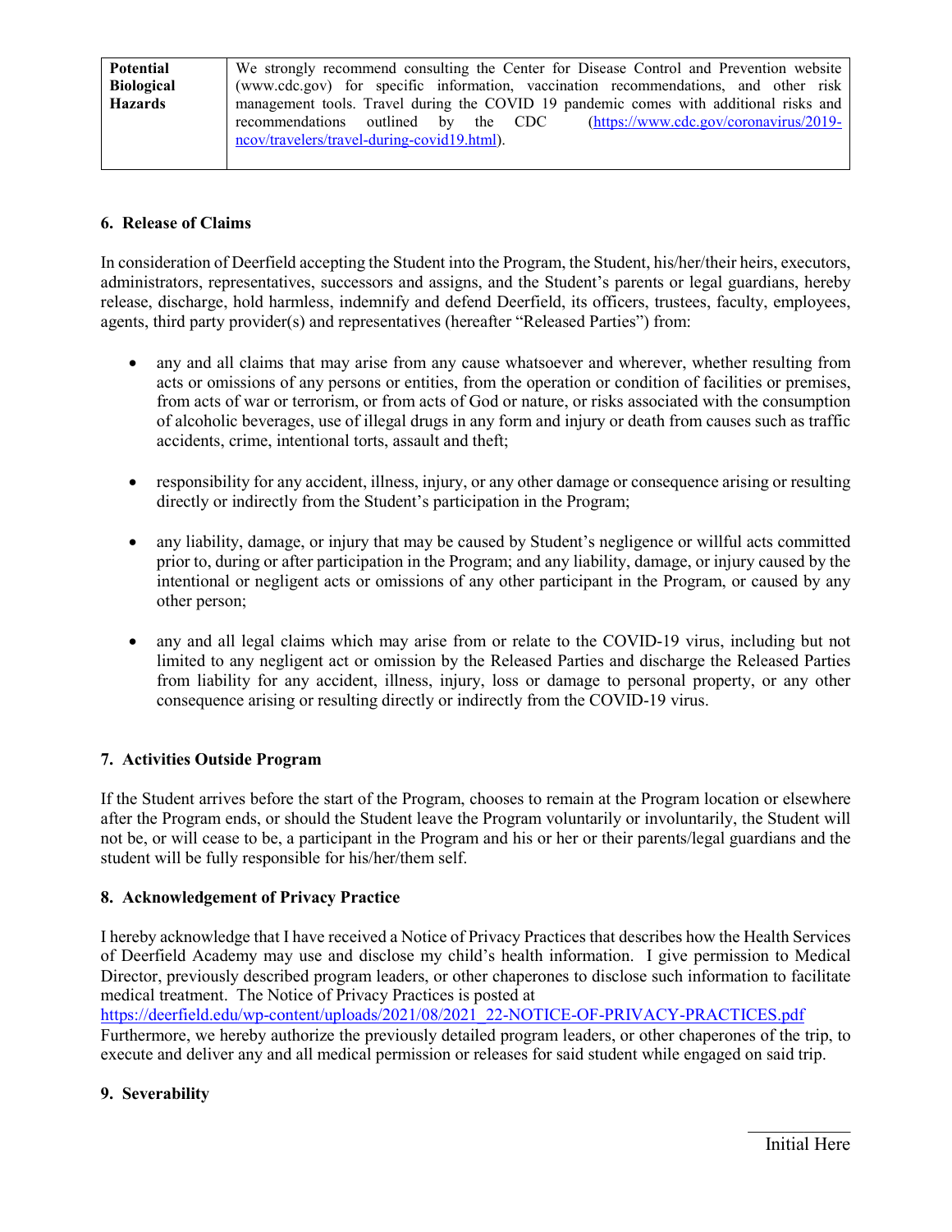| Potential Biological Hazards | We strongly recommend consulting the Center for Disease Control and Prevention website (www.cdc.gov) for specific information, vaccination recommendations, and other risk management tools. Travel during the COVID 19 pandemic comes with additional risks and recommendations outlined by the CDC (https://www.cdc.gov/coronavirus/2019-ncov/travelers/travel-during-covid19.html). |
|---|---|

## 6. Release of Claims

In consideration of Deerfield accepting the Student into the Program, the Student, his/her/their heirs, executors, administrators, representatives, successors and assigns, and the Student's parents or legal guardians, hereby release, discharge, hold harmless, indemnify and defend Deerfield, its officers, trustees, faculty, employees, agents, third party provider(s) and representatives (hereafter "Released Parties") from:

- any and all claims that may arise from any cause whatsoever and wherever, whether resulting from acts or omissions of any persons or entities, from the operation or condition of facilities or premises, from acts of war or terrorism, or from acts of God or nature, or risks associated with the consumption of alcoholic beverages, use of illegal drugs in any form and injury or death from causes such as traffic accidents, crime, intentional torts, assault and theft;

- responsibility for any accident, illness, injury, or any other damage or consequence arising or resulting directly or indirectly from the Student's participation in the Program;

- any liability, damage, or injury that may be caused by Student's negligence or willful acts committed prior to, during or after participation in the Program; and any liability, damage, or injury caused by the intentional or negligent acts or omissions of any other participant in the Program, or caused by any other person;

- any and all legal claims which may arise from or relate to the COVID-19 virus, including but not limited to any negligent act or omission by the Released Parties and discharge the Released Parties from liability for any accident, illness, injury, loss or damage to personal property, or any other consequence arising or resulting directly or indirectly from the COVID-19 virus.

## 7. Activities Outside Program

If the Student arrives before the start of the Program, chooses to remain at the Program location or elsewhere after the Program ends, or should the Student leave the Program voluntarily or involuntarily, the Student will not be, or will cease to be, a participant in the Program and his or her or their parents/legal guardians and the student will be fully responsible for his/her/them self.

## 8. Acknowledgement of Privacy Practice

I hereby acknowledge that I have received a Notice of Privacy Practices that describes how the Health Services of Deerfield Academy may use and disclose my child's health information. I give permission to Medical Director, previously described program leaders, or other chaperones to disclose such information to facilitate medical treatment. The Notice of Privacy Practices is posted at https://deerfield.edu/wp-content/uploads/2021/08/2021_22-NOTICE-OF-PRIVACY-PRACTICES.pdf
Furthermore, we hereby authorize the previously detailed program leaders, or other chaperones of the trip, to execute and deliver any and all medical permission or releases for said student while engaged on said trip.

## 9. Severability

\_\_\_\_\_\_\_\_\_\_\_\_
Initial Here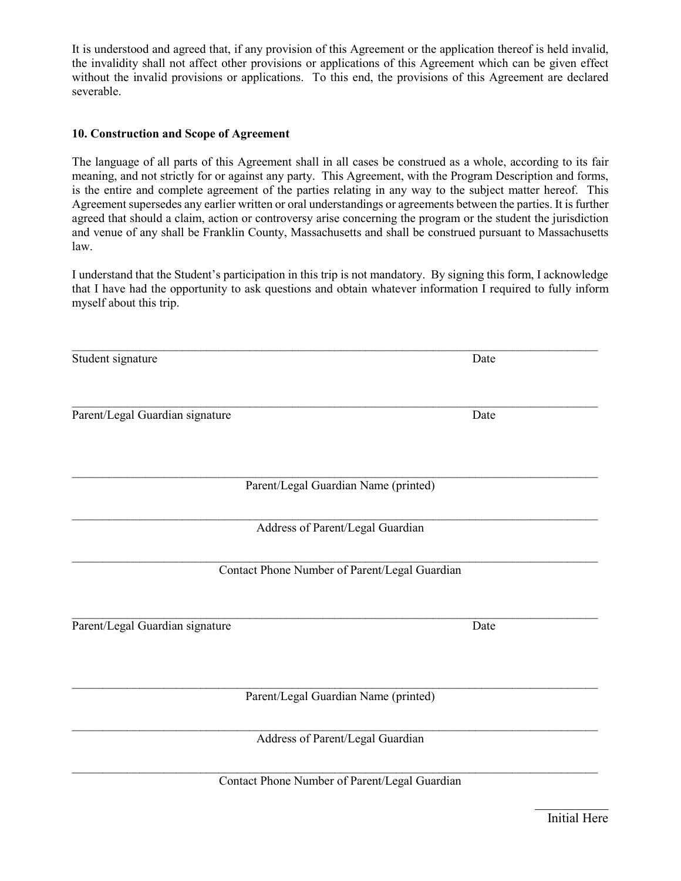It is understood and agreed that, if any provision of this Agreement or the application thereof is held invalid, the invalidity shall not affect other provisions or applications of this Agreement which can be given effect without the invalid provisions or applications. To this end, the provisions of this Agreement are declared severable.

**10. Construction and Scope of Agreement**

The language of all parts of this Agreement shall in all cases be construed as a whole, according to its fair meaning, and not strictly for or against any party. This Agreement, with the Program Description and forms, is the entire and complete agreement of the parties relating in any way to the subject matter hereof. This Agreement supersedes any earlier written or oral understandings or agreements between the parties. It is further agreed that should a claim, action or controversy arise concerning the program or the student the jurisdiction and venue of any shall be Franklin County, Massachusetts and shall be construed pursuant to Massachusetts law.

I understand that the Student's participation in this trip is not mandatory. By signing this form, I acknowledge that I have had the opportunity to ask questions and obtain whatever information I required to fully inform myself about this trip.

\_\_\_\_\_\_\_\_\_\_\_\_\_\_\_\_\_\_\_\_\_\_\_\_\_\_\_\_\_\_\_\_\_\_\_\_\_\_\_\_\_\_\_\_\_\_\_\_\_\_\_\_\_\_\_\_\_\_\_\_\_\_\_\_\_\_\_\_\_\_\_\_\_\_\_\_

Student signature                                                                                    Date

\_\_\_\_\_\_\_\_\_\_\_\_\_\_\_\_\_\_\_\_\_\_\_\_\_\_\_\_\_\_\_\_\_\_\_\_\_\_\_\_\_\_\_\_\_\_\_\_\_\_\_\_\_\_\_\_\_\_\_\_\_\_\_\_\_\_\_\_\_\_\_\_\_\_\_\_

Parent/Legal Guardian signature                                                                                    Date

\_\_\_\_\_\_\_\_\_\_\_\_\_\_\_\_\_\_\_\_\_\_\_\_\_\_\_\_\_\_\_\_\_\_\_\_\_\_\_\_\_\_\_\_\_\_\_\_\_\_\_\_\_\_\_\_\_\_\_\_\_\_\_\_\_\_\_\_\_\_\_\_\_\_\_\_

Parent/Legal Guardian Name (printed)

\_\_\_\_\_\_\_\_\_\_\_\_\_\_\_\_\_\_\_\_\_\_\_\_\_\_\_\_\_\_\_\_\_\_\_\_\_\_\_\_\_\_\_\_\_\_\_\_\_\_\_\_\_\_\_\_\_\_\_\_\_\_\_\_\_\_\_\_\_\_\_\_\_\_\_\_

Address of Parent/Legal Guardian

\_\_\_\_\_\_\_\_\_\_\_\_\_\_\_\_\_\_\_\_\_\_\_\_\_\_\_\_\_\_\_\_\_\_\_\_\_\_\_\_\_\_\_\_\_\_\_\_\_\_\_\_\_\_\_\_\_\_\_\_\_\_\_\_\_\_\_\_\_\_\_\_\_\_\_\_

Contact Phone Number of Parent/Legal Guardian

\_\_\_\_\_\_\_\_\_\_\_\_\_\_\_\_\_\_\_\_\_\_\_\_\_\_\_\_\_\_\_\_\_\_\_\_\_\_\_\_\_\_\_\_\_\_\_\_\_\_\_\_\_\_\_\_\_\_\_\_\_\_\_\_\_\_\_\_\_\_\_\_\_\_\_\_

Parent/Legal Guardian signature                                                                                    Date

\_\_\_\_\_\_\_\_\_\_\_\_\_\_\_\_\_\_\_\_\_\_\_\_\_\_\_\_\_\_\_\_\_\_\_\_\_\_\_\_\_\_\_\_\_\_\_\_\_\_\_\_\_\_\_\_\_\_\_\_\_\_\_\_\_\_\_\_\_\_\_\_\_\_\_\_

Parent/Legal Guardian Name (printed)

\_\_\_\_\_\_\_\_\_\_\_\_\_\_\_\_\_\_\_\_\_\_\_\_\_\_\_\_\_\_\_\_\_\_\_\_\_\_\_\_\_\_\_\_\_\_\_\_\_\_\_\_\_\_\_\_\_\_\_\_\_\_\_\_\_\_\_\_\_\_\_\_\_\_\_\_

Address of Parent/Legal Guardian

\_\_\_\_\_\_\_\_\_\_\_\_\_\_\_\_\_\_\_\_\_\_\_\_\_\_\_\_\_\_\_\_\_\_\_\_\_\_\_\_\_\_\_\_\_\_\_\_\_\_\_\_\_\_\_\_\_\_\_\_\_\_\_\_\_\_\_\_\_\_\_\_\_\_\_\_

Contact Phone Number of Parent/Legal Guardian

\_\_\_\_\_\_\_\_\_\_\_\_

Initial Here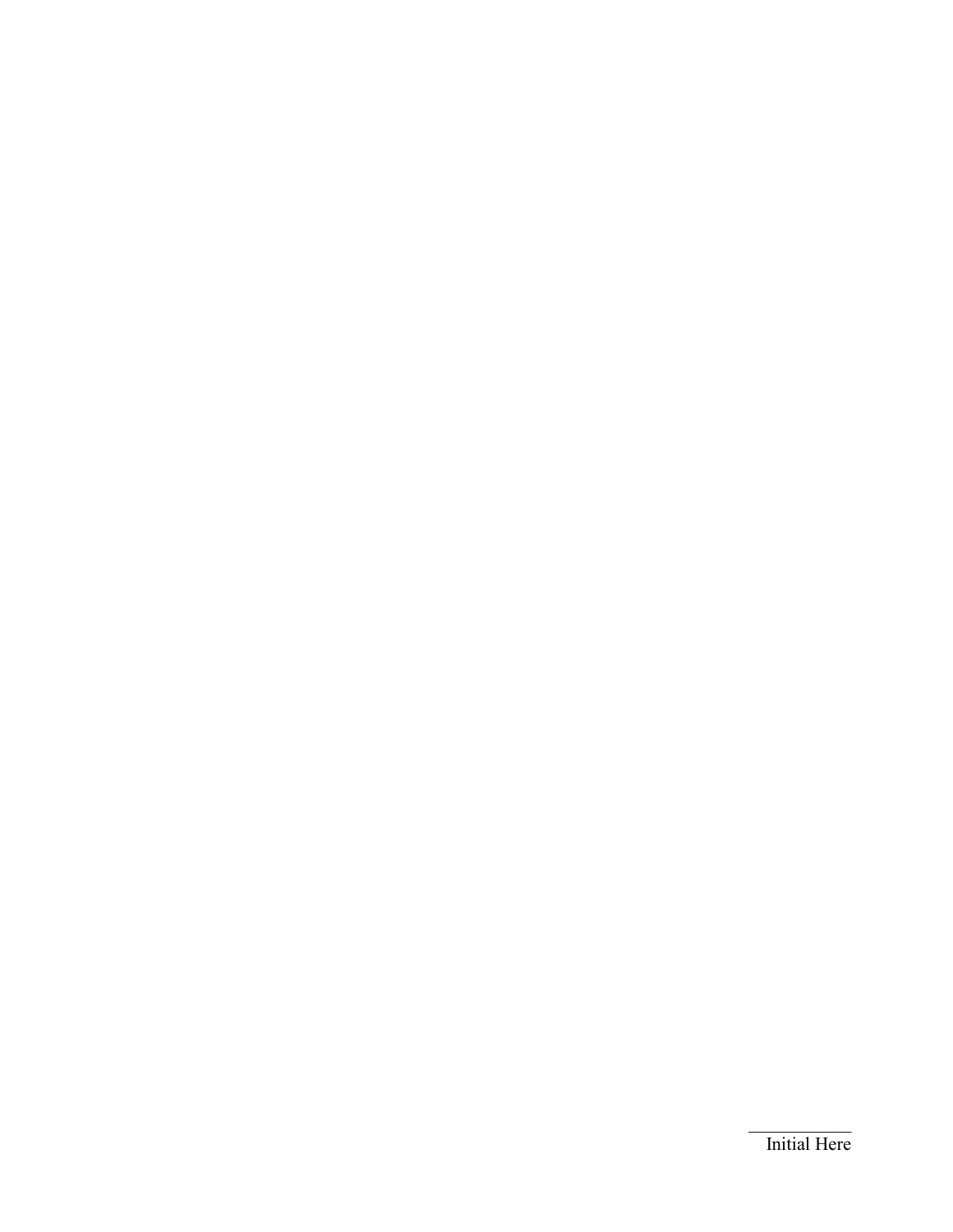\_\_\_\_\_\_\_\_\_\_\_\_
Initial Here